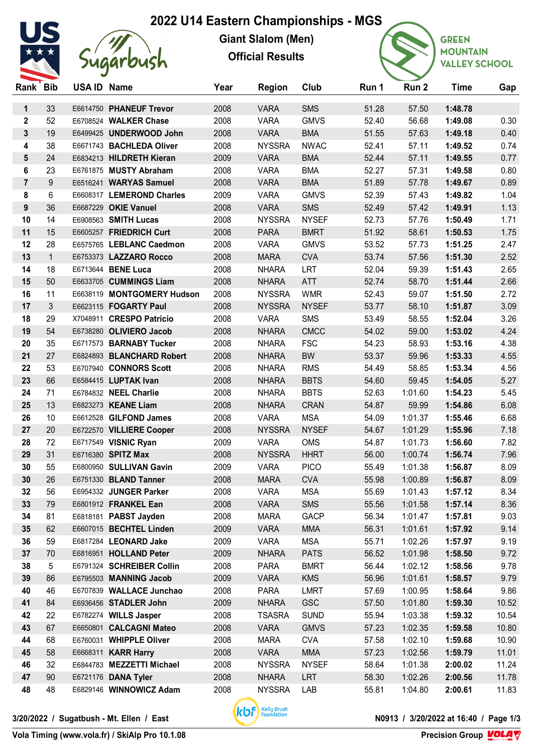# 2022 U14 Eastern Championships - MGS

## Giant Slalom (Men)

## Official Results

| Rank | Bib | USA ID | Name | Year | Region | Club | Run 1 | Run 2 | Time | Gap |
|---|---|---|---|---|---|---|---|---|---|---|
| 1 | 33 | E6614750 | **PHANEUF Trevor** | 2008 | VARA | SMS | 51.28 | 57.50 | **1:48.78** | |
| 2 | 52 | E6708524 | **WALKER Chase** | 2008 | VARA | GMVS | 52.40 | 56.68 | **1:49.08** | 0.30 |
| 3 | 19 | E6499425 | **UNDERWOOD John** | 2008 | VARA | BMA | 51.55 | 57.63 | **1:49.18** | 0.40 |
| 4 | 38 | E6671743 | **BACHLEDA Oliver** | 2008 | NYSSRA | NWAC | 52.41 | 57.11 | **1:49.52** | 0.74 |
| 5 | 24 | E6834213 | **HILDRETH Kieran** | 2009 | VARA | BMA | 52.44 | 57.11 | **1:49.55** | 0.77 |
| 6 | 23 | E6761875 | **MUSTY Abraham** | 2008 | VARA | BMA | 52.27 | 57.31 | **1:49.58** | 0.80 |
| 7 | 9 | E6516241 | **WARYAS Samuel** | 2008 | VARA | BMA | 51.89 | 57.78 | **1:49.67** | 0.89 |
| 8 | 6 | E6608317 | **LEMEROND Charles** | 2009 | VARA | GMVS | 52.39 | 57.43 | **1:49.82** | 1.04 |
| 9 | 36 | E6687229 | **OKIE Vanuel** | 2008 | VARA | SMS | 52.49 | 57.42 | **1:49.91** | 1.13 |
| 10 | 14 | E6908563 | **SMITH Lucas** | 2008 | NYSSRA | NYSEF | 52.73 | 57.76 | **1:50.49** | 1.71 |
| 11 | 15 | E6605257 | **FRIEDRICH Curt** | 2008 | PARA | BMRT | 51.92 | 58.61 | **1:50.53** | 1.75 |
| 12 | 28 | E6575765 | **LEBLANC Caedmon** | 2008 | VARA | GMVS | 53.52 | 57.73 | **1:51.25** | 2.47 |
| 13 | 1 | E6753373 | **LAZZARO Rocco** | 2008 | MARA | CVA | 53.74 | 57.56 | **1:51.30** | 2.52 |
| 14 | 18 | E6713644 | **BENE Luca** | 2008 | NHARA | LRT | 52.04 | 59.39 | **1:51.43** | 2.65 |
| 15 | 50 | E6633705 | **CUMMINGS Liam** | 2008 | NHARA | ATT | 52.74 | 58.70 | **1:51.44** | 2.66 |
| 16 | 11 | E6638119 | **MONTGOMERY Hudson** | 2008 | NYSSRA | WMR | 52.43 | 59.07 | **1:51.50** | 2.72 |
| 17 | 3 | E6623115 | **FOGARTY Paul** | 2008 | NYSSRA | NYSEF | 53.77 | 58.10 | **1:51.87** | 3.09 |
| 18 | 29 | X7048911 | **CRESPO Patricio** | 2008 | VARA | SMS | 53.49 | 58.55 | **1:52.04** | 3.26 |
| 19 | 54 | E6738280 | **OLIVIERO Jacob** | 2008 | NHARA | CMCC | 54.02 | 59.00 | **1:53.02** | 4.24 |
| 20 | 35 | E6717573 | **BARNABY Tucker** | 2008 | NHARA | FSC | 54.23 | 58.93 | **1:53.16** | 4.38 |
| 21 | 27 | E6824893 | **BLANCHARD Robert** | 2008 | NHARA | BW | 53.37 | 59.96 | **1:53.33** | 4.55 |
| 22 | 53 | E6707940 | **CONNORS Scott** | 2008 | NHARA | RMS | 54.49 | 58.85 | **1:53.34** | 4.56 |
| 23 | 66 | E6584415 | **LUPTAK Ivan** | 2008 | NHARA | BBTS | 54.60 | 59.45 | **1:54.05** | 5.27 |
| 24 | 71 | E6784832 | **NEEL Charlie** | 2008 | NHARA | BBTS | 52.63 | 1:01.60 | **1:54.23** | 5.45 |
| 25 | 13 | E6823273 | **KEANE Liam** | 2008 | NHARA | CRAN | 54.87 | 59.99 | **1:54.86** | 6.08 |
| 26 | 10 | E6612528 | **GILFOND James** | 2008 | VARA | MSA | 54.09 | 1:01.37 | **1:55.46** | 6.68 |
| 27 | 20 | E6722570 | **VILLIERE Cooper** | 2008 | NYSSRA | NYSEF | 54.67 | 1:01.29 | **1:55.96** | 7.18 |
| 28 | 72 | E6717549 | **VISNIC Ryan** | 2009 | VARA | OMS | 54.87 | 1:01.73 | **1:56.60** | 7.82 |
| 29 | 31 | E6716380 | **SPITZ Max** | 2008 | NYSSRA | HHRT | 56.00 | 1:00.74 | **1:56.74** | 7.96 |
| 30 | 55 | E6800950 | **SULLIVAN Gavin** | 2009 | VARA | PICO | 55.49 | 1:01.38 | **1:56.87** | 8.09 |
| 30 | 26 | E6751330 | **BLAND Tanner** | 2008 | MARA | CVA | 55.98 | 1:00.89 | **1:56.87** | 8.09 |
| 32 | 56 | E6954332 | **JUNGER Parker** | 2008 | VARA | MSA | 55.69 | 1:01.43 | **1:57.12** | 8.34 |
| 33 | 79 | E6801912 | **FRANKEL Ean** | 2008 | VARA | SMS | 55.56 | 1:01.58 | **1:57.14** | 8.36 |
| 34 | 81 | E6818181 | **PABST Jayden** | 2008 | MARA | GACP | 56.34 | 1:01.47 | **1:57.81** | 9.03 |
| 35 | 62 | E6607015 | **BECHTEL Linden** | 2009 | VARA | MMA | 56.31 | 1:01.61 | **1:57.92** | 9.14 |
| 36 | 59 | E6817284 | **LEONARD Jake** | 2009 | VARA | MSA | 55.71 | 1:02.26 | **1:57.97** | 9.19 |
| 37 | 70 | E6816951 | **HOLLAND Peter** | 2009 | NHARA | PATS | 56.52 | 1:01.98 | **1:58.50** | 9.72 |
| 38 | 5 | E6791324 | **SCHREIBER Collin** | 2008 | PARA | BMRT | 56.44 | 1:02.12 | **1:58.56** | 9.78 |
| 39 | 86 | E6795503 | **MANNING Jacob** | 2009 | VARA | KMS | 56.96 | 1:01.61 | **1:58.57** | 9.79 |
| 40 | 46 | E6707839 | **WALLACE Junchao** | 2008 | PARA | LMRT | 57.69 | 1:00.95 | **1:58.64** | 9.86 |
| 41 | 84 | E6936456 | **STADLER John** | 2009 | NHARA | GSC | 57.50 | 1:01.80 | **1:59.30** | 10.52 |
| 42 | 22 | E6782274 | **WILLS Jasper** | 2008 | TSASRA | SUND | 55.94 | 1:03.38 | **1:59.32** | 10.54 |
| 43 | 67 | E6650801 | **CALCAGNI Mateo** | 2008 | VARA | GMVS | 57.23 | 1:02.35 | **1:59.58** | 10.80 |
| 44 | 68 | E6760031 | **WHIPPLE Oliver** | 2008 | MARA | CVA | 57.58 | 1:02.10 | **1:59.68** | 10.90 |
| 45 | 58 | E6668311 | **KARR Harry** | 2008 | VARA | MMA | 57.23 | 1:02.56 | **1:59.79** | 11.01 |
| 46 | 32 | E6844783 | **MEZZETTI Michael** | 2008 | NYSSRA | NYSEF | 58.64 | 1:01.38 | **2:00.02** | 11.24 |
| 47 | 90 | E6721176 | **DANA Tyler** | 2008 | NHARA | LRT | 58.30 | 1:02.26 | **2:00.56** | 11.78 |
| 48 | 48 | E6829146 | **WINNOWICZ Adam** | 2008 | NYSSRA | LAB | 55.81 | 1:04.80 | **2:00.61** | 11.83 |

3/20/2022 / Sugatbush - Mt. Ellen / East

N0913 / 3/20/2022 at 16:40

Vola Timing (www.vola.fr) / SkiAlp Pro 10.1.08

Precision Group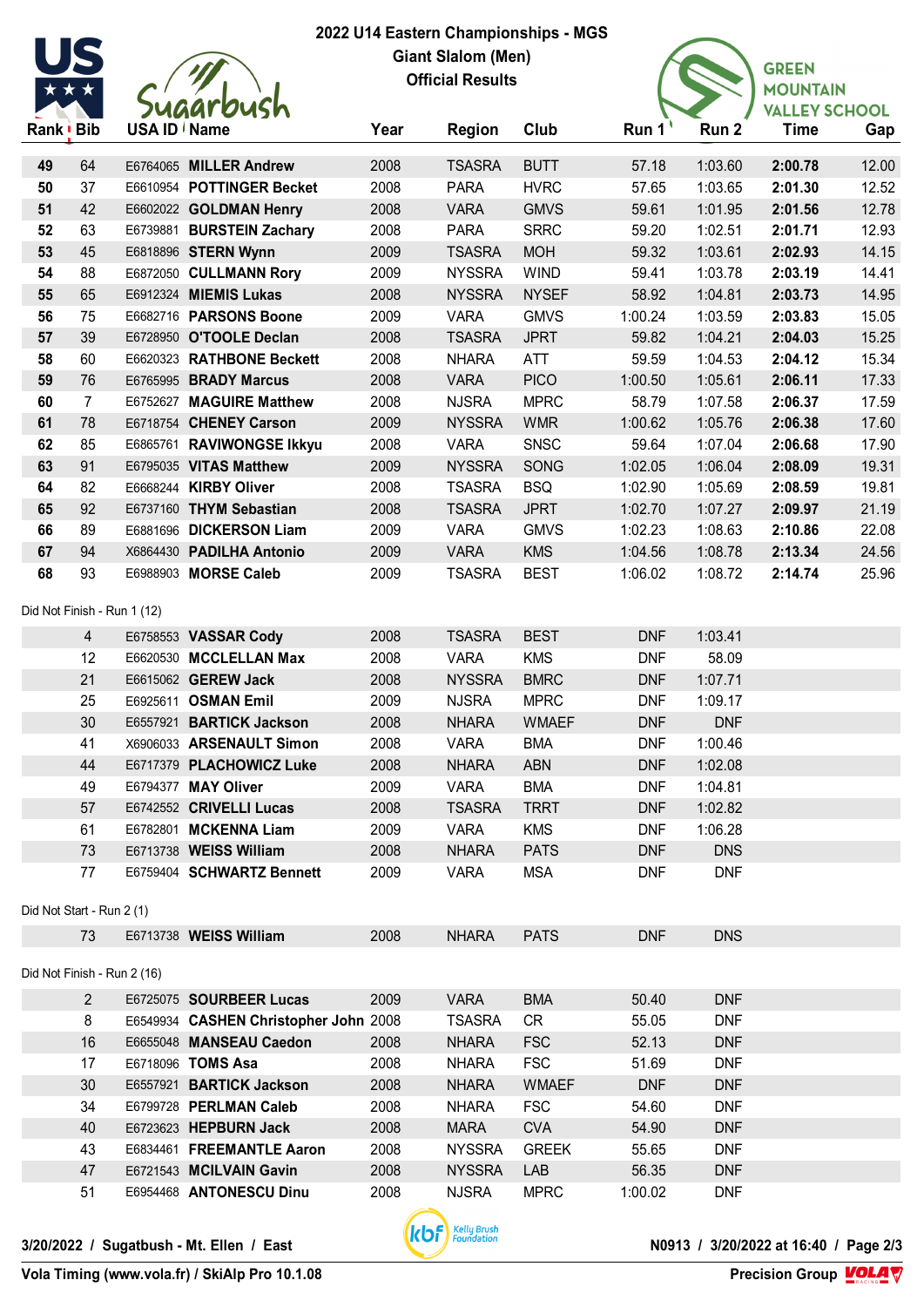# 2022 U14 Eastern Championships - MGS

## Giant Slalom (Men)

## Official Results

| Rank | Bib | USA ID | Name | Year | Region | Club | Run 1 | Run 2 | Time | Gap |
|---|---|---|---|---|---|---|---|---|---|---|
| **49** | 64 | E6764065 | **MILLER Andrew** | 2008 | TSASRA | BUTT | 57.18 | 1:03.60 | **2:00.78** | 12.00 |
| **50** | 37 | E6610954 | **POTTINGER Becket** | 2008 | PARA | HVRC | 57.65 | 1:03.65 | **2:01.30** | 12.52 |
| **51** | 42 | E6602022 | **GOLDMAN Henry** | 2008 | VARA | GMVS | 59.61 | 1:01.95 | **2:01.56** | 12.78 |
| **52** | 63 | E6739881 | **BURSTEIN Zachary** | 2008 | PARA | SRRC | 59.20 | 1:02.51 | **2:01.71** | 12.93 |
| **53** | 45 | E6818896 | **STERN Wynn** | 2009 | TSASRA | MOH | 59.32 | 1:03.61 | **2:02.93** | 14.15 |
| **54** | 88 | E6872050 | **CULLMANN Rory** | 2009 | NYSSRA | WIND | 59.41 | 1:03.78 | **2:03.19** | 14.41 |
| **55** | 65 | E6912324 | **MIEMIS Lukas** | 2008 | NYSSRA | NYSEF | 58.92 | 1:04.81 | **2:03.73** | 14.95 |
| **56** | 75 | E6682716 | **PARSONS Boone** | 2009 | VARA | GMVS | 1:00.24 | 1:03.59 | **2:03.83** | 15.05 |
| **57** | 39 | E6728950 | **O'TOOLE Declan** | 2008 | TSASRA | JPRT | 59.82 | 1:04.21 | **2:04.03** | 15.25 |
| **58** | 60 | E6620323 | **RATHBONE Beckett** | 2008 | NHARA | ATT | 59.59 | 1:04.53 | **2:04.12** | 15.34 |
| **59** | 76 | E6765995 | **BRADY Marcus** | 2008 | VARA | PICO | 1:00.50 | 1:05.61 | **2:06.11** | 17.33 |
| **60** | 7 | E6752627 | **MAGUIRE Matthew** | 2008 | NJSRA | MPRC | 58.79 | 1:07.58 | **2:06.37** | 17.59 |
| **61** | 78 | E6718754 | **CHENEY Carson** | 2009 | NYSSRA | WMR | 1:00.62 | 1:05.76 | **2:06.38** | 17.60 |
| **62** | 85 | E6865761 | **RAVIWONGSE Ikkyu** | 2008 | VARA | SNSC | 59.64 | 1:07.04 | **2:06.68** | 17.90 |
| **63** | 91 | E6795035 | **VITAS Matthew** | 2009 | NYSSRA | SONG | 1:02.05 | 1:06.04 | **2:08.09** | 19.31 |
| **64** | 82 | E6668244 | **KIRBY Oliver** | 2008 | TSASRA | BSQ | 1:02.90 | 1:05.69 | **2:08.59** | 19.81 |
| **65** | 92 | E6737160 | **THYM Sebastian** | 2008 | TSASRA | JPRT | 1:02.70 | 1:07.27 | **2:09.97** | 21.19 |
| **66** | 89 | E6881696 | **DICKERSON Liam** | 2009 | VARA | GMVS | 1:02.23 | 1:08.63 | **2:10.86** | 22.08 |
| **67** | 94 | X6864430 | **PADILHA Antonio** | 2009 | VARA | KMS | 1:04.56 | 1:08.78 | **2:13.34** | 24.56 |
| **68** | 93 | E6988903 | **MORSE Caleb** | 2009 | TSASRA | BEST | 1:06.02 | 1:08.72 | **2:14.74** | 25.96 |

Did Not Finish - Run 1 (12)

| Rank | Bib | USA ID | Name | Year | Region | Club | Run 1 | Run 2 | Time | Gap |
|---|---|---|---|---|---|---|---|---|---|---|
| | 4 | E6758553 | **VASSAR Cody** | 2008 | TSASRA | BEST | DNF | 1:03.41 | | |
| | 12 | E6620530 | **MCCLELLAN Max** | 2008 | VARA | KMS | DNF | 58.09 | | |
| | 21 | E6615062 | **GEREW Jack** | 2008 | NYSSRA | BMRC | DNF | 1:07.71 | | |
| | 25 | E6925611 | **OSMAN Emil** | 2009 | NJSRA | MPRC | DNF | 1:09.17 | | |
| | 30 | E6557921 | **BARTICK Jackson** | 2008 | NHARA | WMAEF | DNF | DNF | | |
| | 41 | X6906033 | **ARSENAULT Simon** | 2008 | VARA | BMA | DNF | 1:00.46 | | |
| | 44 | E6717379 | **PLACHOWICZ Luke** | 2008 | NHARA | ABN | DNF | 1:02.08 | | |
| | 49 | E6794377 | **MAY Oliver** | 2009 | VARA | BMA | DNF | 1:04.81 | | |
| | 57 | E6742552 | **CRIVELLI Lucas** | 2008 | TSASRA | TRRT | DNF | 1:02.82 | | |
| | 61 | E6782801 | **MCKENNA Liam** | 2009 | VARA | KMS | DNF | 1:06.28 | | |
| | 73 | E6713738 | **WEISS William** | 2008 | NHARA | PATS | DNF | DNS | | |
| | 77 | E6759404 | **SCHWARTZ Bennett** | 2009 | VARA | MSA | DNF | DNF | | |

Did Not Start - Run 2 (1)

| Rank | Bib | USA ID | Name | Year | Region | Club | Run 1 | Run 2 | Time | Gap |
|---|---|---|---|---|---|---|---|---|---|---|
| | 73 | E6713738 | **WEISS William** | 2008 | NHARA | PATS | DNF | DNS | | |

Did Not Finish - Run 2 (16)

| Rank | Bib | USA ID | Name | Year | Region | Club | Run 1 | Run 2 | Time | Gap |
|---|---|---|---|---|---|---|---|---|---|---|
| | 2 | E6725075 | **SOURBEER Lucas** | 2009 | VARA | BMA | 50.40 | DNF | | |
| | 8 | E6549934 | **CASHEN Christopher John** | 2008 | TSASRA | CR | 55.05 | DNF | | |
| | 16 | E6655048 | **MANSEAU Caedon** | 2008 | NHARA | FSC | 52.13 | DNF | | |
| | 17 | E6718096 | **TOMS Asa** | 2008 | NHARA | FSC | 51.69 | DNF | | |
| | 30 | E6557921 | **BARTICK Jackson** | 2008 | NHARA | WMAEF | DNF | DNF | | |
| | 34 | E6799728 | **PERLMAN Caleb** | 2008 | NHARA | FSC | 54.60 | DNF | | |
| | 40 | E6723623 | **HEPBURN Jack** | 2008 | MARA | CVA | 54.90 | DNF | | |
| | 43 | E6834461 | **FREEMANTLE Aaron** | 2008 | NYSSRA | GREEK | 55.65 | DNF | | |
| | 47 | E6721543 | **MCILVAIN Gavin** | 2008 | NYSSRA | LAB | 56.35 | DNF | | |
| | 51 | E6954468 | **ANTONESCU Dinu** | 2008 | NJSRA | MPRC | 1:00.02 | DNF | | |

3/20/2022 / Sugatbush - Mt. Ellen / East

N0913 / 3/20/2022 at 16:40

Vola Timing (www.vola.fr) / SkiAlp Pro 10.1.08

Precision Group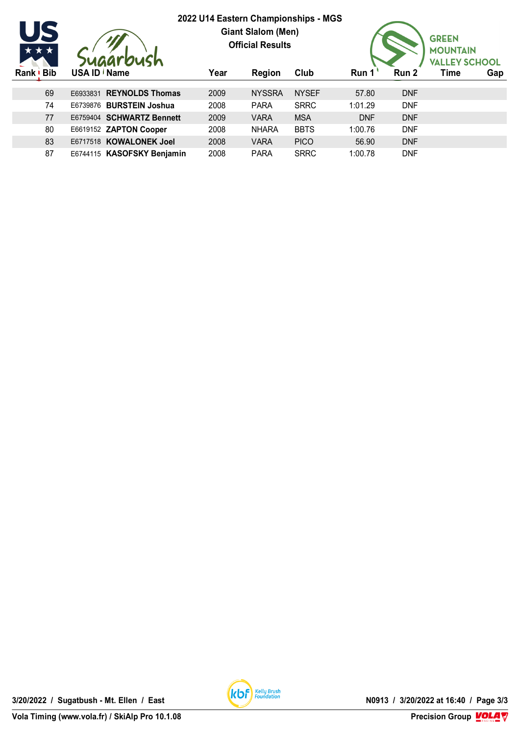# 2022 U14 Eastern Championships - MGS

## Giant Slalom (Men)

### Official Results

| Rank | Bib | USA ID | Name | Year | Region | Club | Run 1 | Run 2 | Time | Gap |
|---|---|---|---|---|---|---|---|---|---|---|
| | 69 | E6933831 | **REYNOLDS Thomas** | 2009 | NYSSRA | NYSEF | 57.80 | DNF | | |
| | 74 | E6739876 | **BURSTEIN Joshua** | 2008 | PARA | SRRC | 1:01.29 | DNF | | |
| | 77 | E6759404 | **SCHWARTZ Bennett** | 2009 | VARA | MSA | DNF | DNF | | |
| | 80 | E6619152 | **ZAPTON Cooper** | 2008 | NHARA | BBTS | 1:00.76 | DNF | | |
| | 83 | E6717518 | **KOWALONEK Joel** | 2008 | VARA | PICO | 56.90 | DNF | | |
| | 87 | E6744115 | **KASOFSKY Benjamin** | 2008 | PARA | SRRC | 1:00.78 | DNF | | |

3/20/2022 / Sugatbush - Mt. Ellen / East

N0913 / 3/20/2022 at 16:40

Vola Timing (www.vola.fr) / SkiAlp Pro 10.1.08

Precision Group